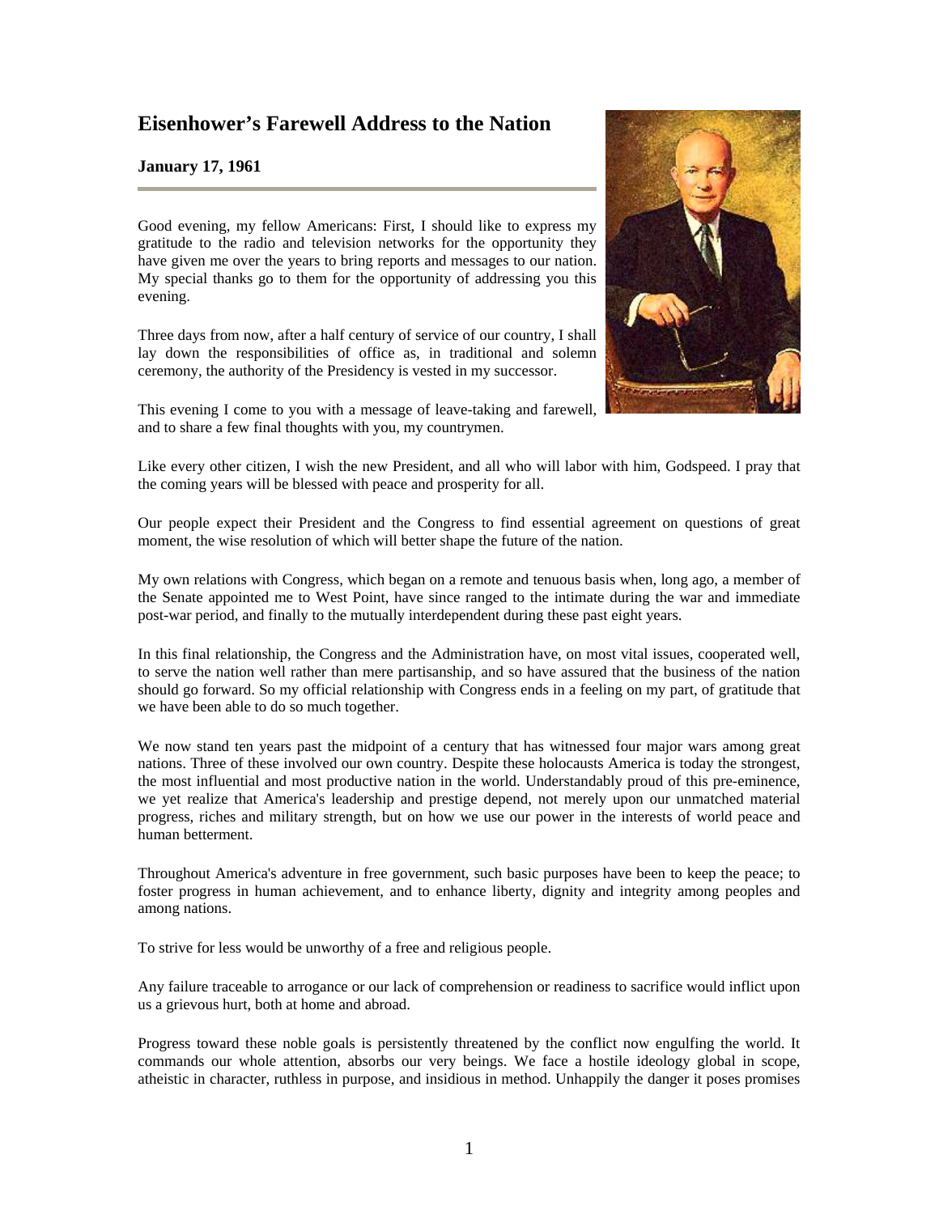# Eisenhower's Farewell Address to the Nation

**January 17, 1961**

---

Good evening, my fellow Americans: First, I should like to express my gratitude to the radio and television networks for the opportunity they have given me over the years to bring reports and messages to our nation. My special thanks go to them for the opportunity of addressing you this evening.

Three days from now, after a half century of service of our country, I shall lay down the responsibilities of office as, in traditional and solemn ceremony, the authority of the Presidency is vested in my successor.

This evening I come to you with a message of leave-taking and farewell, and to share a few final thoughts with you, my countrymen.

Like every other citizen, I wish the new President, and all who will labor with him, Godspeed. I pray that the coming years will be blessed with peace and prosperity for all.

Our people expect their President and the Congress to find essential agreement on questions of great moment, the wise resolution of which will better shape the future of the nation.

My own relations with Congress, which began on a remote and tenuous basis when, long ago, a member of the Senate appointed me to West Point, have since ranged to the intimate during the war and immediate post-war period, and finally to the mutually interdependent during these past eight years.

In this final relationship, the Congress and the Administration have, on most vital issues, cooperated well, to serve the nation well rather than mere partisanship, and so have assured that the business of the nation should go forward. So my official relationship with Congress ends in a feeling on my part, of gratitude that we have been able to do so much together.

We now stand ten years past the midpoint of a century that has witnessed four major wars among great nations. Three of these involved our own country. Despite these holocausts America is today the strongest, the most influential and most productive nation in the world. Understandably proud of this pre-eminence, we yet realize that America's leadership and prestige depend, not merely upon our unmatched material progress, riches and military strength, but on how we use our power in the interests of world peace and human betterment.

Throughout America's adventure in free government, such basic purposes have been to keep the peace; to foster progress in human achievement, and to enhance liberty, dignity and integrity among peoples and among nations.

To strive for less would be unworthy of a free and religious people.

Any failure traceable to arrogance or our lack of comprehension or readiness to sacrifice would inflict upon us a grievous hurt, both at home and abroad.

Progress toward these noble goals is persistently threatened by the conflict now engulfing the world. It commands our whole attention, absorbs our very beings. We face a hostile ideology global in scope, atheistic in character, ruthless in purpose, and insidious in method. Unhappily the danger it poses promises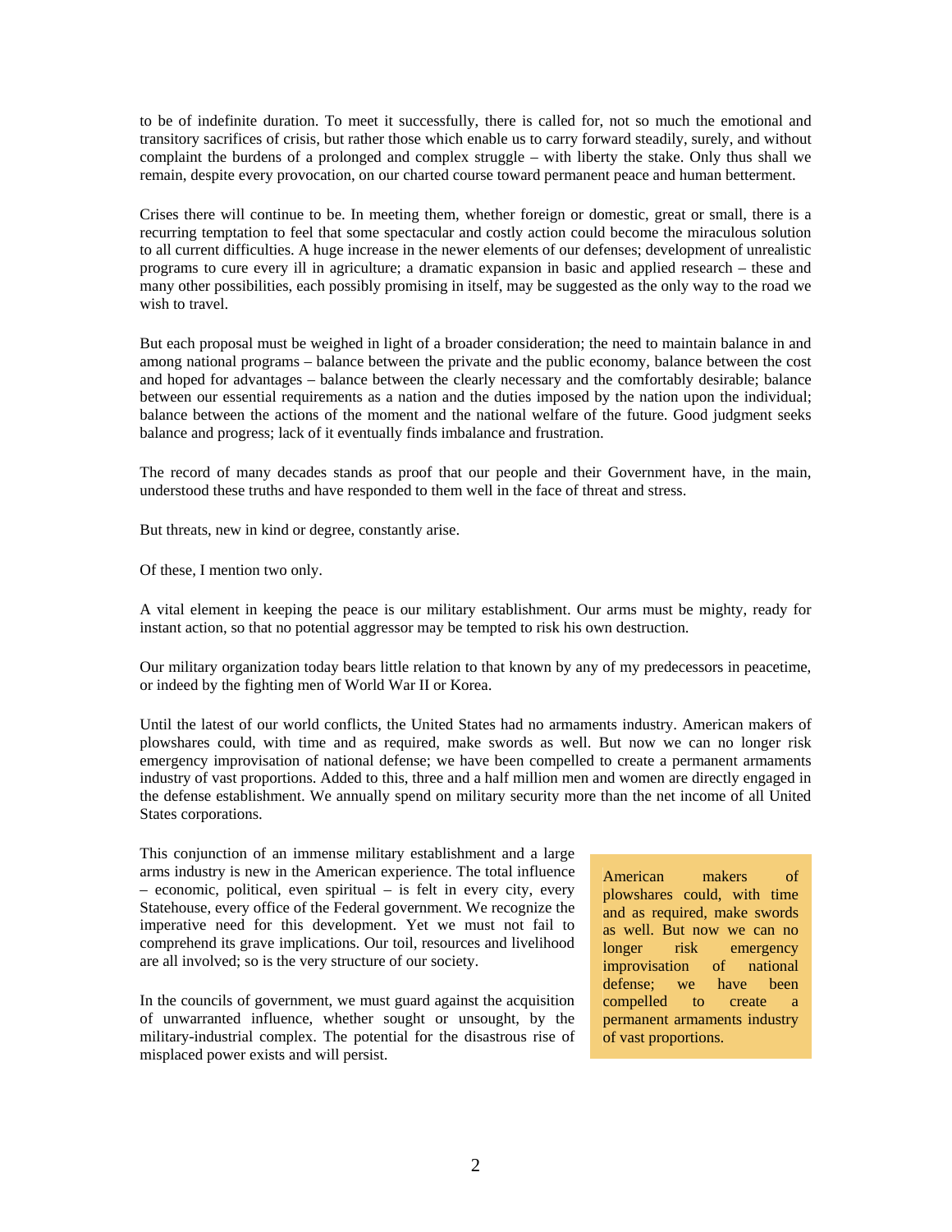to be of indefinite duration. To meet it successfully, there is called for, not so much the emotional and transitory sacrifices of crisis, but rather those which enable us to carry forward steadily, surely, and without complaint the burdens of a prolonged and complex struggle – with liberty the stake. Only thus shall we remain, despite every provocation, on our charted course toward permanent peace and human betterment.

Crises there will continue to be. In meeting them, whether foreign or domestic, great or small, there is a recurring temptation to feel that some spectacular and costly action could become the miraculous solution to all current difficulties. A huge increase in the newer elements of our defenses; development of unrealistic programs to cure every ill in agriculture; a dramatic expansion in basic and applied research – these and many other possibilities, each possibly promising in itself, may be suggested as the only way to the road we wish to travel.

But each proposal must be weighed in light of a broader consideration; the need to maintain balance in and among national programs – balance between the private and the public economy, balance between the cost and hoped for advantages – balance between the clearly necessary and the comfortably desirable; balance between our essential requirements as a nation and the duties imposed by the nation upon the individual; balance between the actions of the moment and the national welfare of the future. Good judgment seeks balance and progress; lack of it eventually finds imbalance and frustration.

The record of many decades stands as proof that our people and their Government have, in the main, understood these truths and have responded to them well in the face of threat and stress.

But threats, new in kind or degree, constantly arise.

Of these, I mention two only.

A vital element in keeping the peace is our military establishment. Our arms must be mighty, ready for instant action, so that no potential aggressor may be tempted to risk his own destruction.

Our military organization today bears little relation to that known by any of my predecessors in peacetime, or indeed by the fighting men of World War II or Korea.

Until the latest of our world conflicts, the United States had no armaments industry. American makers of plowshares could, with time and as required, make swords as well. But now we can no longer risk emergency improvisation of national defense; we have been compelled to create a permanent armaments industry of vast proportions. Added to this, three and a half million men and women are directly engaged in the defense establishment. We annually spend on military security more than the net income of all United States corporations.

This conjunction of an immense military establishment and a large arms industry is new in the American experience. The total influence – economic, political, even spiritual – is felt in every city, every Statehouse, every office of the Federal government. We recognize the imperative need for this development. Yet we must not fail to comprehend its grave implications. Our toil, resources and livelihood are all involved; so is the very structure of our society.

In the councils of government, we must guard against the acquisition of unwarranted influence, whether sought or unsought, by the military-industrial complex. The potential for the disastrous rise of misplaced power exists and will persist.

> American makers of plowshares could, with time and as required, make swords as well. But now we can no longer risk emergency improvisation of national defense; we have been compelled to create a permanent armaments industry of vast proportions.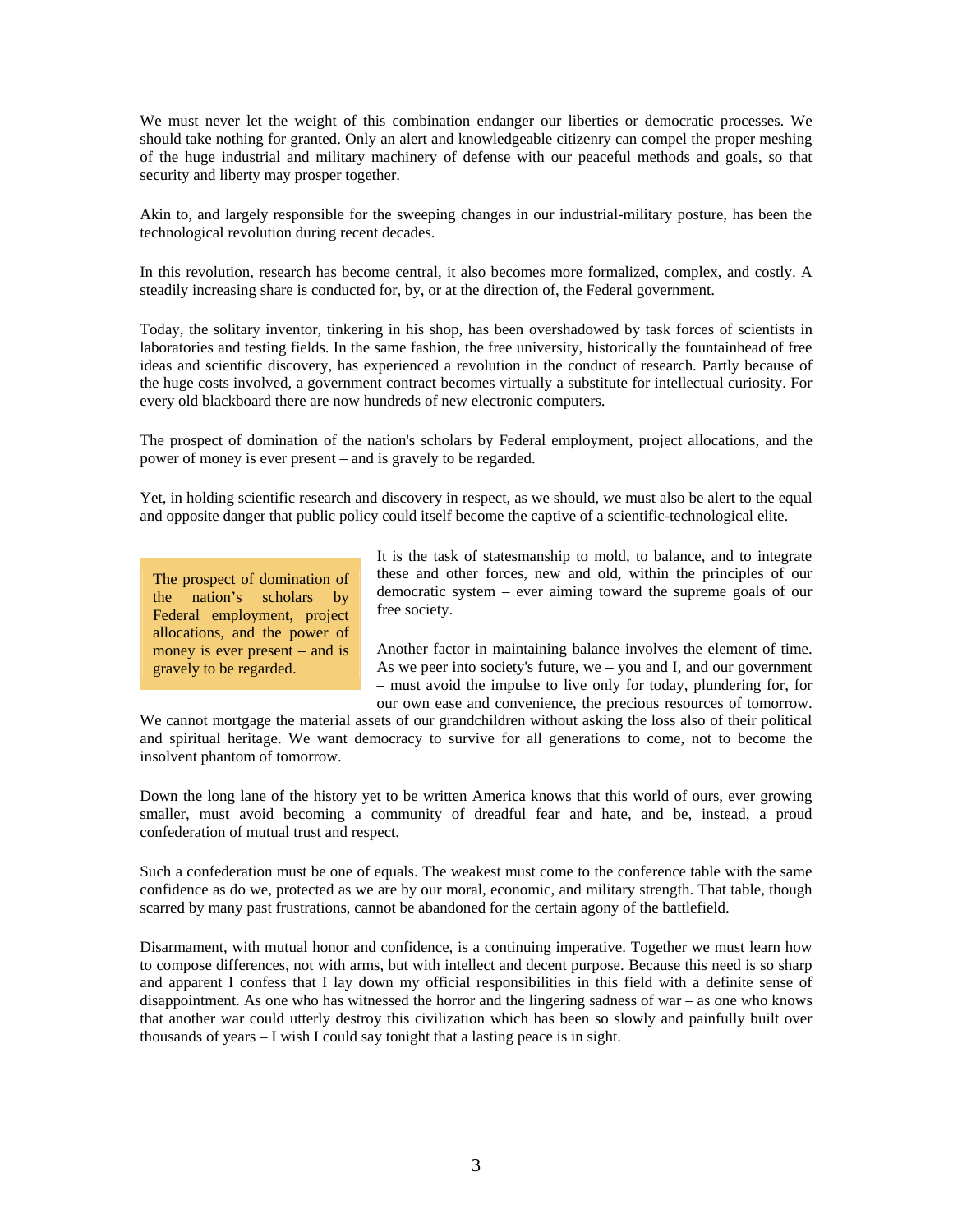We must never let the weight of this combination endanger our liberties or democratic processes. We should take nothing for granted. Only an alert and knowledgeable citizenry can compel the proper meshing of the huge industrial and military machinery of defense with our peaceful methods and goals, so that security and liberty may prosper together.

Akin to, and largely responsible for the sweeping changes in our industrial-military posture, has been the technological revolution during recent decades.

In this revolution, research has become central, it also becomes more formalized, complex, and costly. A steadily increasing share is conducted for, by, or at the direction of, the Federal government.

Today, the solitary inventor, tinkering in his shop, has been overshadowed by task forces of scientists in laboratories and testing fields. In the same fashion, the free university, historically the fountainhead of free ideas and scientific discovery, has experienced a revolution in the conduct of research. Partly because of the huge costs involved, a government contract becomes virtually a substitute for intellectual curiosity. For every old blackboard there are now hundreds of new electronic computers.

The prospect of domination of the nation's scholars by Federal employment, project allocations, and the power of money is ever present – and is gravely to be regarded.

Yet, in holding scientific research and discovery in respect, as we should, we must also be alert to the equal and opposite danger that public policy could itself become the captive of a scientific-technological elite.

> The prospect of domination of the nation's scholars by Federal employment, project allocations, and the power of money is ever present – and is gravely to be regarded.

It is the task of statesmanship to mold, to balance, and to integrate these and other forces, new and old, within the principles of our democratic system – ever aiming toward the supreme goals of our free society.

Another factor in maintaining balance involves the element of time. As we peer into society's future, we – you and I, and our government – must avoid the impulse to live only for today, plundering for, for our own ease and convenience, the precious resources of tomorrow. We cannot mortgage the material assets of our grandchildren without asking the loss also of their political and spiritual heritage. We want democracy to survive for all generations to come, not to become the insolvent phantom of tomorrow.

Down the long lane of the history yet to be written America knows that this world of ours, ever growing smaller, must avoid becoming a community of dreadful fear and hate, and be, instead, a proud confederation of mutual trust and respect.

Such a confederation must be one of equals. The weakest must come to the conference table with the same confidence as do we, protected as we are by our moral, economic, and military strength. That table, though scarred by many past frustrations, cannot be abandoned for the certain agony of the battlefield.

Disarmament, with mutual honor and confidence, is a continuing imperative. Together we must learn how to compose differences, not with arms, but with intellect and decent purpose. Because this need is so sharp and apparent I confess that I lay down my official responsibilities in this field with a definite sense of disappointment. As one who has witnessed the horror and the lingering sadness of war – as one who knows that another war could utterly destroy this civilization which has been so slowly and painfully built over thousands of years – I wish I could say tonight that a lasting peace is in sight.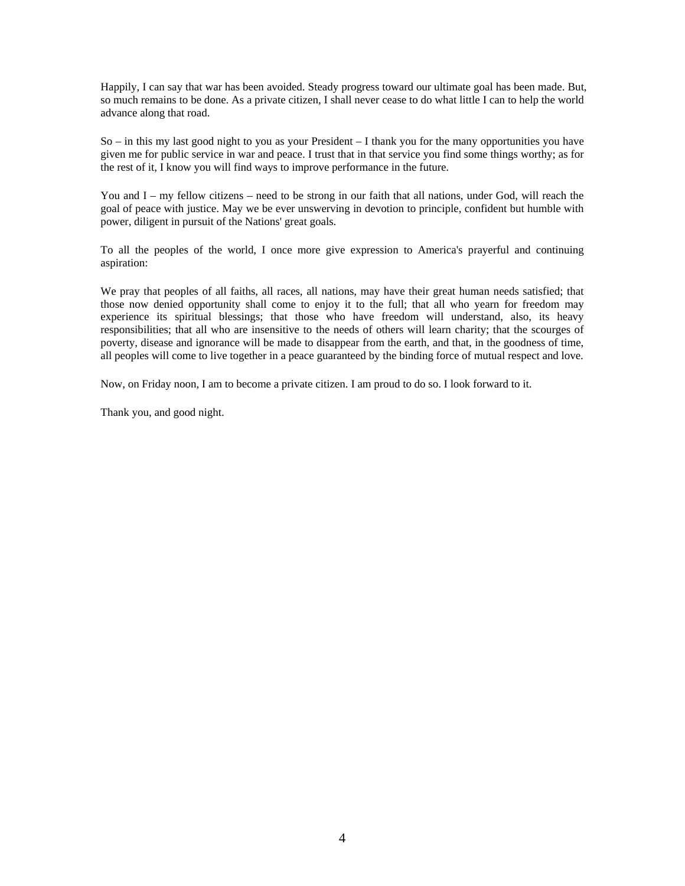Happily, I can say that war has been avoided. Steady progress toward our ultimate goal has been made. But, so much remains to be done. As a private citizen, I shall never cease to do what little I can to help the world advance along that road.

So – in this my last good night to you as your President – I thank you for the many opportunities you have given me for public service in war and peace. I trust that in that service you find some things worthy; as for the rest of it, I know you will find ways to improve performance in the future.

You and I – my fellow citizens – need to be strong in our faith that all nations, under God, will reach the goal of peace with justice. May we be ever unswerving in devotion to principle, confident but humble with power, diligent in pursuit of the Nations' great goals.

To all the peoples of the world, I once more give expression to America's prayerful and continuing aspiration:

We pray that peoples of all faiths, all races, all nations, may have their great human needs satisfied; that those now denied opportunity shall come to enjoy it to the full; that all who yearn for freedom may experience its spiritual blessings; that those who have freedom will understand, also, its heavy responsibilities; that all who are insensitive to the needs of others will learn charity; that the scourges of poverty, disease and ignorance will be made to disappear from the earth, and that, in the goodness of time, all peoples will come to live together in a peace guaranteed by the binding force of mutual respect and love.

Now, on Friday noon, I am to become a private citizen. I am proud to do so. I look forward to it.

Thank you, and good night.